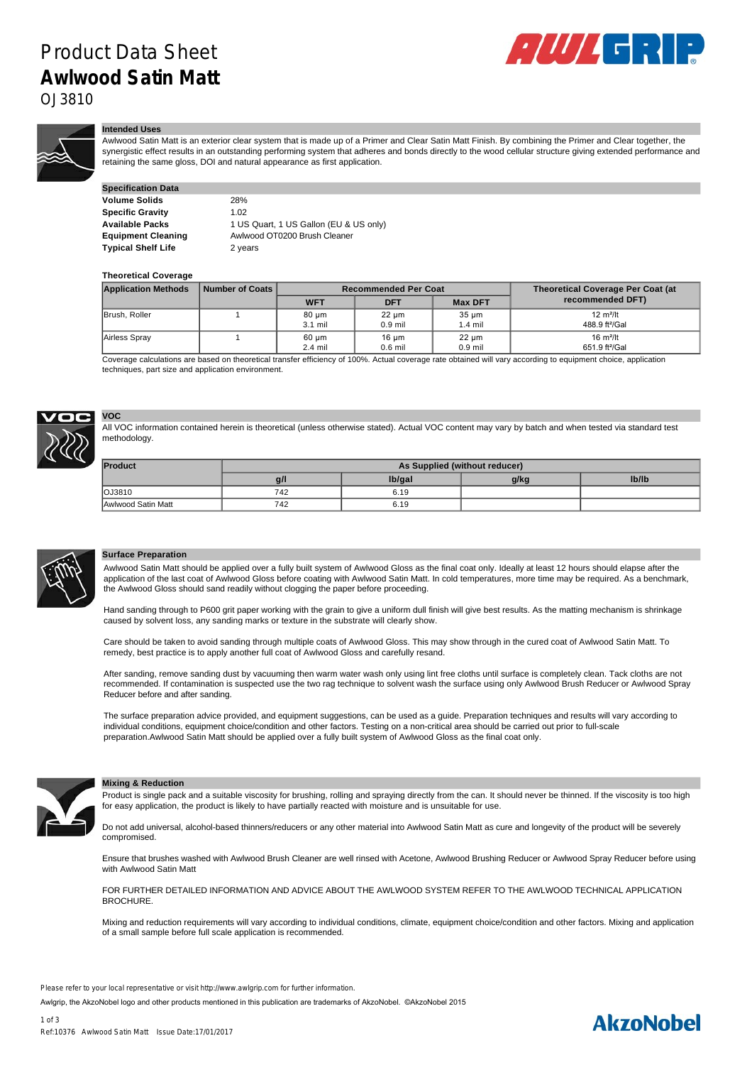# Product Data Sheet
## Awlwood Satin Matt
OJ3810

### Intended Uses

Awlwood Satin Matt is an exterior clear system that is made up of a Primer and Clear Satin Matt Finish. By combining the Primer and Clear together, the synergistic effect results in an outstanding performing system that adheres and bonds directly to the wood cellular structure giving extended performance and retaining the same gloss, DOI and natural appearance as first application.

### Specification Data

| | |
|---|---|
| **Volume Solids** | 28% |
| **Specific Gravity** | 1.02 |
| **Available Packs** | 1 US Quart, 1 US Gallon (EU & US only) |
| **Equipment Cleaning** | Awlwood OT0200 Brush Cleaner |
| **Typical Shelf Life** | 2 years |

**Theoretical Coverage**

| Application Methods | Number of Coats | Recommended Per Coat | | | Theoretical Coverage Per Coat (at recommended DFT) |
|---|---|---|---|---|---|
| | | WFT | DFT | Max DFT | |
| Brush, Roller | 1 | 80 µm<br>3.1 mil | 22 µm<br>0.9 mil | 35 µm<br>1.4 mil | 12 m²/lt<br>488.9 ft²/Gal |
| Airless Spray | 1 | 60 µm<br>2.4 mil | 16 µm<br>0.6 mil | 22 µm<br>0.9 mil | 16 m²/lt<br>651.9 ft²/Gal |

Coverage calculations are based on theoretical transfer efficiency of 100%. Actual coverage rate obtained will vary according to equipment choice, application techniques, part size and application environment.

### VOC

All VOC information contained herein is theoretical (unless otherwise stated). Actual VOC content may vary by batch and when tested via standard test methodology.

| Product | As Supplied (without reducer) | | | |
|---|---|---|---|---|
| | g/l | lb/gal | g/kg | lb/lb |
| OJ3810 | 742 | 6.19 | | |
| Awlwood Satin Matt | 742 | 6.19 | | |

### Surface Preparation

Awlwood Satin Matt should be applied over a fully built system of Awlwood Gloss as the final coat only. Ideally at least 12 hours should elapse after the application of the last coat of Awlwood Gloss before coating with Awlwood Satin Matt. In cold temperatures, more time may be required. As a benchmark, the Awlwood Gloss should sand readily without clogging the paper before proceeding.

Hand sanding through to P600 grit paper working with the grain to give a uniform dull finish will give best results. As the matting mechanism is shrinkage caused by solvent loss, any sanding marks or texture in the substrate will clearly show.

Care should be taken to avoid sanding through multiple coats of Awlwood Gloss. This may show through in the cured coat of Awlwood Satin Matt. To remedy, best practice is to apply another full coat of Awlwood Gloss and carefully resand.

After sanding, remove sanding dust by vacuuming then warm water wash only using lint free cloths until surface is completely clean. Tack cloths are not recommended. If contamination is suspected use the two rag technique to solvent wash the surface using only Awlwood Brush Reducer or Awlwood Spray Reducer before and after sanding.

The surface preparation advice provided, and equipment suggestions, can be used as a guide. Preparation techniques and results will vary according to individual conditions, equipment choice/condition and other factors. Testing on a non-critical area should be carried out prior to full-scale preparation.Awlwood Satin Matt should be applied over a fully built system of Awlwood Gloss as the final coat only.

### Mixing & Reduction

Product is single pack and a suitable viscosity for brushing, rolling and spraying directly from the can. It should never be thinned. If the viscosity is too high for easy application, the product is likely to have partially reacted with moisture and is unsuitable for use.

Do not add universal, alcohol-based thinners/reducers or any other material into Awlwood Satin Matt as cure and longevity of the product will be severely compromised.

Ensure that brushes washed with Awlwood Brush Cleaner are well rinsed with Acetone, Awlwood Brushing Reducer or Awlwood Spray Reducer before using with Awlwood Satin Matt

FOR FURTHER DETAILED INFORMATION AND ADVICE ABOUT THE AWLWOOD SYSTEM REFER TO THE AWLWOOD TECHNICAL APPLICATION BROCHURE.

Mixing and reduction requirements will vary according to individual conditions, climate, equipment choice/condition and other factors. Mixing and application of a small sample before full scale application is recommended.

Please refer to your local representative or visit http://www.awlgrip.com for further information.

Awlgrip, the AkzoNobel logo and other products mentioned in this publication are trademarks of AkzoNobel. ©AkzoNobel 2015

Ref:10376 Awlwood Satin Matt Issue Date:17/01/2017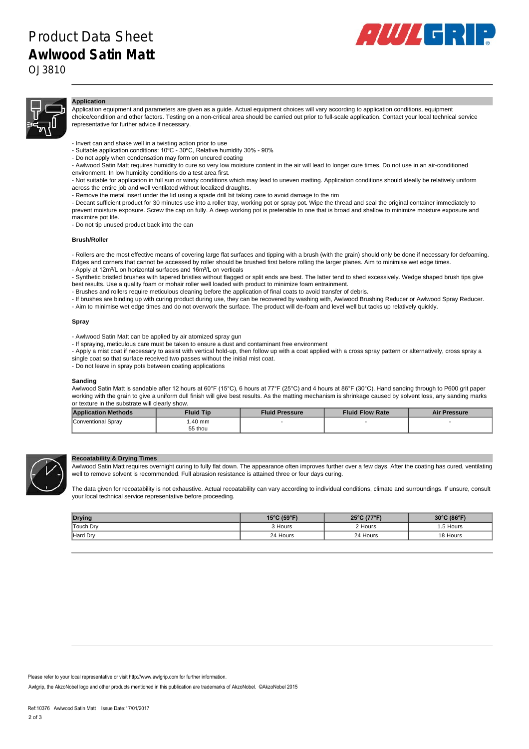# Product Data Sheet
## Awlwood Satin Matt
OJ3810

### Application

Application equipment and parameters are given as a guide. Actual equipment choices will vary according to application conditions, equipment choice/condition and other factors. Testing on a non-critical area should be carried out prior to full-scale application. Contact your local technical service representative for further advice if necessary.

- Invert can and shake well in a twisting action prior to use
- Suitable application conditions: 10ºC - 30ºC, Relative humidity 30% - 90%
- Do not apply when condensation may form on uncured coating
- Awlwood Satin Matt requires humidity to cure so very low moisture content in the air will lead to longer cure times. Do not use in an air-conditioned environment. In low humidity conditions do a test area first.
- Not suitable for application in full sun or windy conditions which may lead to uneven matting. Application conditions should ideally be relatively uniform across the entire job and well ventilated without localized draughts.
- Remove the metal insert under the lid using a spade drill bit taking care to avoid damage to the rim
- Decant sufficient product for 30 minutes use into a roller tray, working pot or spray pot. Wipe the thread and seal the original container immediately to prevent moisture exposure. Screw the cap on fully. A deep working pot is preferable to one that is broad and shallow to minimize moisture exposure and maximize pot life.
- Do not tip unused product back into the can

**Brush/Roller**

- Rollers are the most effective means of covering large flat surfaces and tipping with a brush (with the grain) should only be done if necessary for defoaming. Edges and corners that cannot be accessed by roller should be brushed first before rolling the larger planes. Aim to minimise wet edge times.
- Apply at 12m²/L on horizontal surfaces and 16m²/L on verticals
- Synthetic bristled brushes with tapered bristles without flagged or split ends are best. The latter tend to shed excessively. Wedge shaped brush tips give best results. Use a quality foam or mohair roller well loaded with product to minimize foam entrainment.
- Brushes and rollers require meticulous cleaning before the application of final coats to avoid transfer of debris.
- If brushes are binding up with curing product during use, they can be recovered by washing with, Awlwood Brushing Reducer or Awlwood Spray Reducer.
- Aim to minimise wet edge times and do not overwork the surface. The product will de-foam and level well but tacks up relatively quickly.

**Spray**

- Awlwood Satin Matt can be applied by air atomized spray gun
- If spraying, meticulous care must be taken to ensure a dust and contaminant free environment
- Apply a mist coat if necessary to assist with vertical hold-up, then follow up with a coat applied with a cross spray pattern or alternatively, cross spray a single coat so that surface received two passes without the initial mist coat.
- Do not leave in spray pots between coating applications

**Sanding**

Awlwood Satin Matt is sandable after 12 hours at 60°F (15°C), 6 hours at 77°F (25°C) and 4 hours at 86°F (30°C). Hand sanding through to P600 grit paper working with the grain to give a uniform dull finish will give best results. As the matting mechanism is shrinkage caused by solvent loss, any sanding marks or texture in the substrate will clearly show.

| Application Methods | Fluid Tip | Fluid Pressure | Fluid Flow Rate | Air Pressure |
|---|---|---|---|---|
| Conventional Spray | 1.40 mm<br>55 thou | - | - | - |

### Recoatability & Drying Times

Awlwood Satin Matt requires overnight curing to fully flat down. The appearance often improves further over a few days. After the coating has cured, ventilating well to remove solvent is recommended. Full abrasion resistance is attained three or four days curing.

The data given for recoatability is not exhaustive. Actual recoatability can vary according to individual conditions, climate and surroundings. If unsure, consult your local technical service representative before proceeding.

| Drying | 15°C (59°F) | 25°C (77°F) | 30°C (86°F) |
|---|---|---|---|
| Touch Dry | 3 Hours | 2 Hours | 1.5 Hours |
| Hard Dry | 24 Hours | 24 Hours | 18 Hours |

Please refer to your local representative or visit http://www.awlgrip.com for further information.

Awlgrip, the AkzoNobel logo and other products mentioned in this publication are trademarks of AkzoNobel. ©AkzoNobel 2015

Ref:10376 Awlwood Satin Matt Issue Date:17/01/2017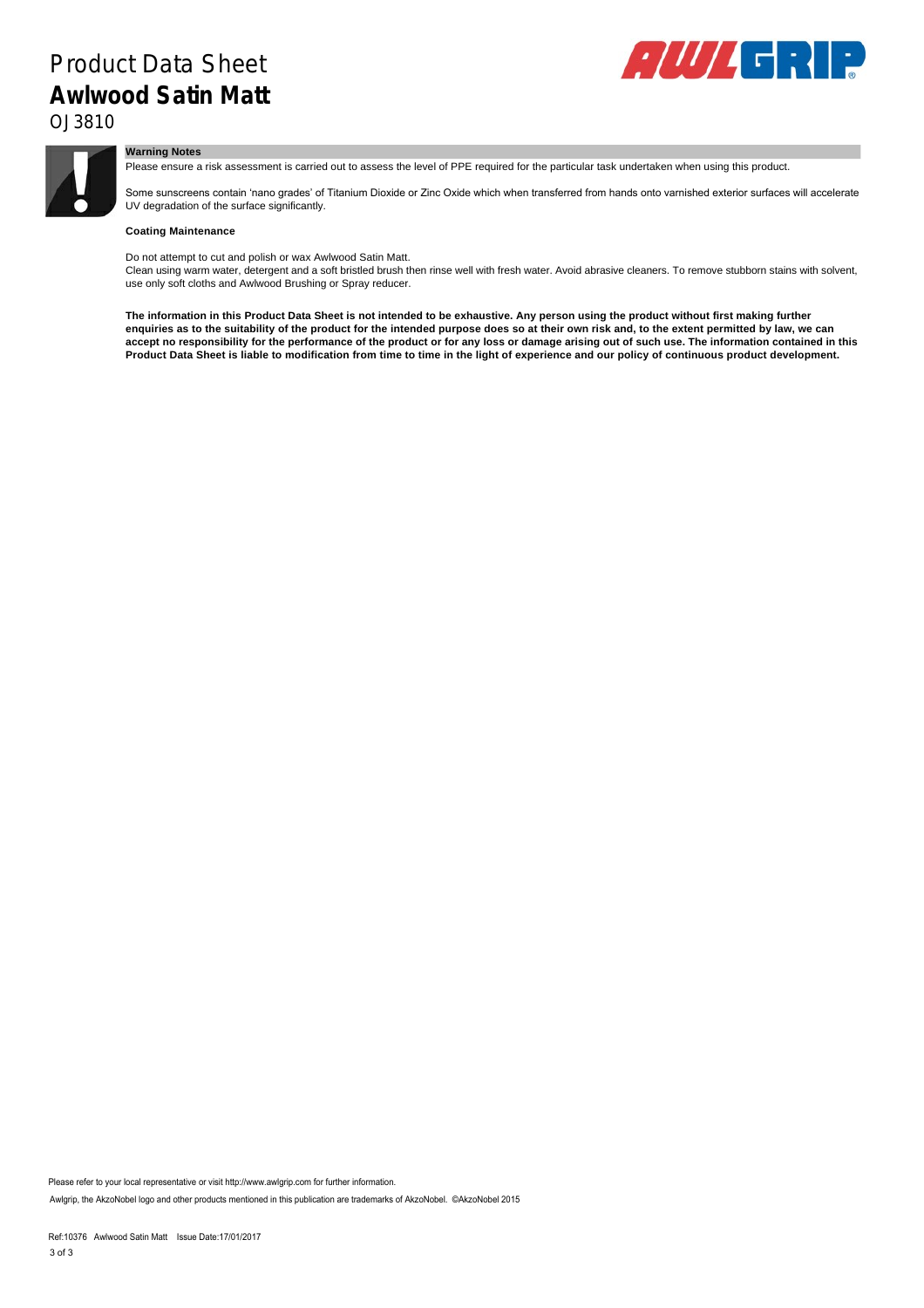# Product Data Sheet

## Awlwood Satin Matt

OJ3810

### Warning Notes

Please ensure a risk assessment is carried out to assess the level of PPE required for the particular task undertaken when using this product.

Some sunscreens contain 'nano grades' of Titanium Dioxide or Zinc Oxide which when transferred from hands onto varnished exterior surfaces will accelerate UV degradation of the surface significantly.

**Coating Maintenance**

Do not attempt to cut and polish or wax Awlwood Satin Matt.
Clean using warm water, detergent and a soft bristled brush then rinse well with fresh water. Avoid abrasive cleaners. To remove stubborn stains with solvent, use only soft cloths and Awlwood Brushing or Spray reducer.

**The information in this Product Data Sheet is not intended to be exhaustive. Any person using the product without first making further enquiries as to the suitability of the product for the intended purpose does so at their own risk and, to the extent permitted by law, we can accept no responsibility for the performance of the product or for any loss or damage arising out of such use. The information contained in this Product Data Sheet is liable to modification from time to time in the light of experience and our policy of continuous product development.**

Please refer to your local representative or visit http://www.awlgrip.com for further information.

Awlgrip, the AkzoNobel logo and other products mentioned in this publication are trademarks of AkzoNobel. ©AkzoNobel 2015

Ref:10376 Awlwood Satin Matt Issue Date:17/01/2017